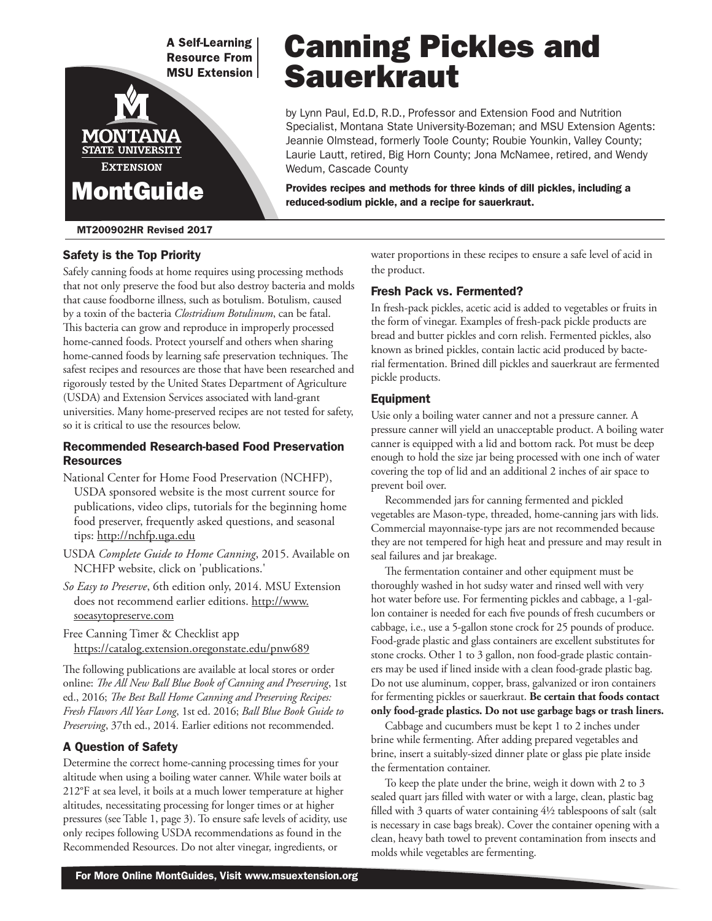A Self-Learning Resource From MSU Extension

MONTANA STATE UNIVERSITY EXTENSION

MontGuide

MT200902HR Revised 2017

# Canning Pickles and Sauerkraut

by Lynn Paul, Ed.D, R.D., Professor and Extension Food and Nutrition Specialist, Montana State University-Bozeman; and MSU Extension Agents: Jeannie Olmstead, formerly Toole County; Roubie Younkin, Valley County; Laurie Lautt, retired, Big Horn County; Jona McNamee, retired, and Wendy Wedum, Cascade County

**Provides recipes and methods for three kinds of dill pickles, including a reduced-sodium pickle, and a recipe for sauerkraut.**

## Safety is the Top Priority

Safely canning foods at home requires using processing methods that not only preserve the food but also destroy bacteria and molds that cause foodborne illness, such as botulism. Botulism, caused by a toxin of the bacteria *Clostridium Botulinum*, can be fatal. This bacteria can grow and reproduce in improperly processed home-canned foods. Protect yourself and others when sharing home-canned foods by learning safe preservation techniques. The safest recipes and resources are those that have been researched and rigorously tested by the United States Department of Agriculture (USDA) and Extension Services associated with land-grant universities. Many home-preserved recipes are not tested for safety, so it is critical to use the resources below.

### Recommended Research-based Food Preservation Resources

National Center for Home Food Preservation (NCHFP), USDA sponsored website is the most current source for publications, video clips, tutorials for the beginning home food preserver, frequently asked questions, and seasonal tips: http://nchfp.uga.edu

USDA *Complete Guide to Home Canning*, 2015. Available on NCHFP website, click on 'publications.'

*So Easy to Preserve*, 6th edition only, 2014. MSU Extension does not recommend earlier editions. http://www.soeasytopreserve.com

Free Canning Timer & Checklist app https://catalog.extension.oregonstate.edu/pnw689

The following publications are available at local stores or order online: *The All New Ball Blue Book of Canning and Preserving*, 1st ed., 2016; *The Best Ball Home Canning and Preserving Recipes: Fresh Flavors All Year Long*, 1st ed. 2016; *Ball Blue Book Guide to Preserving*, 37th ed., 2014. Earlier editions not recommended.

## A Question of Safety

Determine the correct home-canning processing times for your altitude when using a boiling water canner. While water boils at 212°F at sea level, it boils at a much lower temperature at higher altitudes, necessitating processing for longer times or at higher pressures (see Table 1, page 3). To ensure safe levels of acidity, use only recipes following USDA recommendations as found in the Recommended Resources. Do not alter vinegar, ingredients, or water proportions in these recipes to ensure a safe level of acid in the product.

## Fresh Pack vs. Fermented?

In fresh-pack pickles, acetic acid is added to vegetables or fruits in the form of vinegar. Examples of fresh-pack pickle products are bread and butter pickles and corn relish. Fermented pickles, also known as brined pickles, contain lactic acid produced by bacterial fermentation. Brined dill pickles and sauerkraut are fermented pickle products.

## Equipment

Usie only a boiling water canner and not a pressure canner. A pressure canner will yield an unacceptable product. A boiling water canner is equipped with a lid and bottom rack. Pot must be deep enough to hold the size jar being processed with one inch of water covering the top of lid and an additional 2 inches of air space to prevent boil over.

Recommended jars for canning fermented and pickled vegetables are Mason-type, threaded, home-canning jars with lids. Commercial mayonnaise-type jars are not recommended because they are not tempered for high heat and pressure and may result in seal failures and jar breakage.

The fermentation container and other equipment must be thoroughly washed in hot sudsy water and rinsed well with very hot water before use. For fermenting pickles and cabbage, a 1-gallon container is needed for each five pounds of fresh cucumbers or cabbage, i.e., use a 5-gallon stone crock for 25 pounds of produce. Food-grade plastic and glass containers are excellent substitutes for stone crocks. Other 1 to 3 gallon, non food-grade plastic containers may be used if lined inside with a clean food-grade plastic bag. Do not use aluminum, copper, brass, galvanized or iron containers for fermenting pickles or sauerkraut. **Be certain that foods contact only food-grade plastics. Do not use garbage bags or trash liners.**

Cabbage and cucumbers must be kept 1 to 2 inches under brine while fermenting. After adding prepared vegetables and brine, insert a suitably-sized dinner plate or glass pie plate inside the fermentation container.

To keep the plate under the brine, weigh it down with 2 to 3 sealed quart jars filled with water or with a large, clean, plastic bag filled with 3 quarts of water containing 4½ tablespoons of salt (salt is necessary in case bags break). Cover the container opening with a clean, heavy bath towel to prevent contamination from insects and molds while vegetables are fermenting.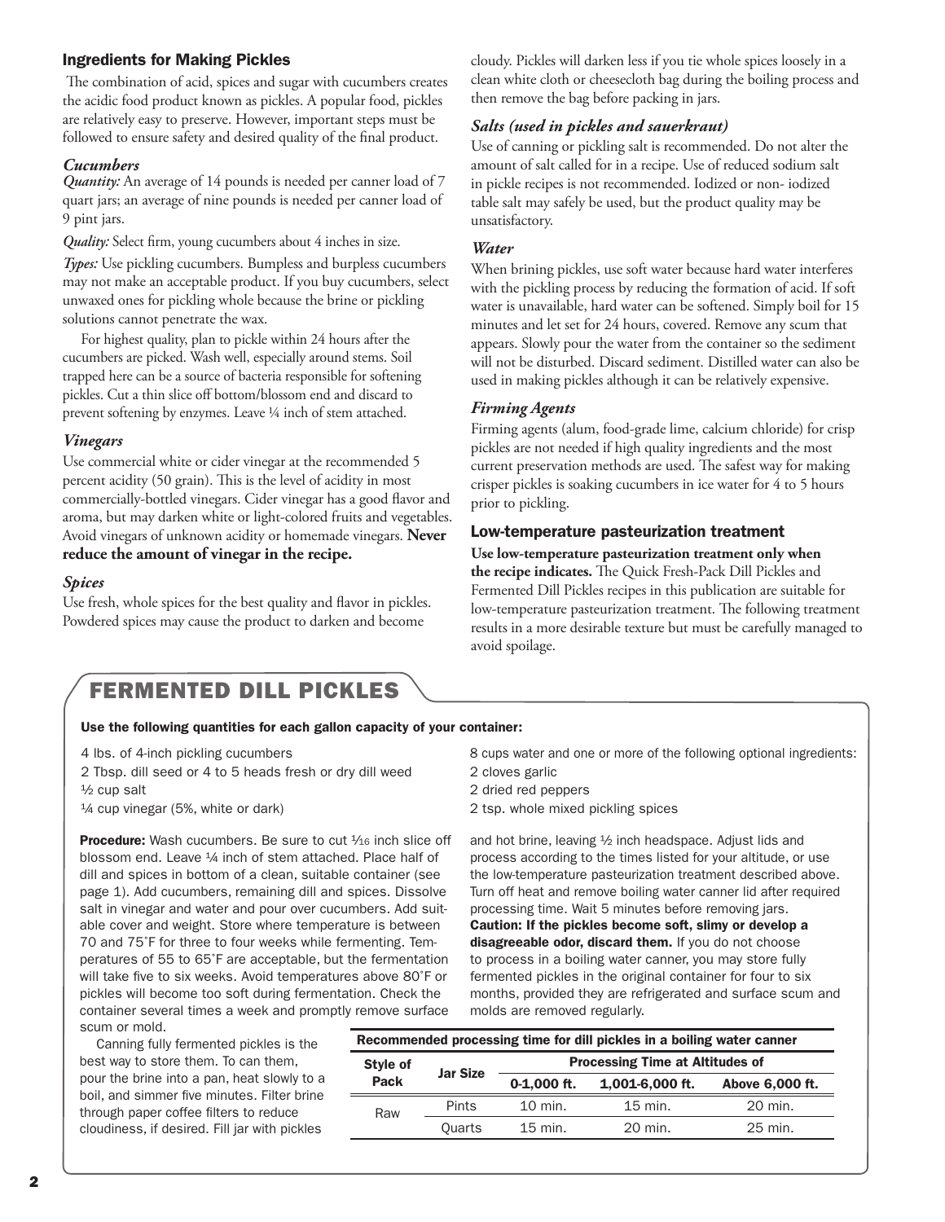## Ingredients for Making Pickles

The combination of acid, spices and sugar with cucumbers creates the acidic food product known as pickles. A popular food, pickles are relatively easy to preserve. However, important steps must be followed to ensure safety and desired quality of the final product.

### *Cucumbers*

*Quantity:* An average of 14 pounds is needed per canner load of 7 quart jars; an average of nine pounds is needed per canner load of 9 pint jars.

*Quality:* Select firm, young cucumbers about 4 inches in size.

*Types:* Use pickling cucumbers. Bumpless and burpless cucumbers may not make an acceptable product. If you buy cucumbers, select unwaxed ones for pickling whole because the brine or pickling solutions cannot penetrate the wax.

For highest quality, plan to pickle within 24 hours after the cucumbers are picked. Wash well, especially around stems. Soil trapped here can be a source of bacteria responsible for softening pickles. Cut a thin slice off bottom/blossom end and discard to prevent softening by enzymes. Leave ¼ inch of stem attached.

### *Vinegars*

Use commercial white or cider vinegar at the recommended 5 percent acidity (50 grain). This is the level of acidity in most commercially-bottled vinegars. Cider vinegar has a good flavor and aroma, but may darken white or light-colored fruits and vegetables. Avoid vinegars of unknown acidity or homemade vinegars. **Never reduce the amount of vinegar in the recipe.**

### *Spices*

Use fresh, whole spices for the best quality and flavor in pickles. Powdered spices may cause the product to darken and become cloudy. Pickles will darken less if you tie whole spices loosely in a clean white cloth or cheesecloth bag during the boiling process and then remove the bag before packing in jars.

### *Salts (used in pickles and sauerkraut)*

Use of canning or pickling salt is recommended. Do not alter the amount of salt called for in a recipe. Use of reduced sodium salt in pickle recipes is not recommended. Iodized or non- iodized table salt may safely be used, but the product quality may be unsatisfactory.

### *Water*

When brining pickles, use soft water because hard water interferes with the pickling process by reducing the formation of acid. If soft water is unavailable, hard water can be softened. Simply boil for 15 minutes and let set for 24 hours, covered. Remove any scum that appears. Slowly pour the water from the container so the sediment will not be disturbed. Discard sediment. Distilled water can also be used in making pickles although it can be relatively expensive.

### *Firming Agents*

Firming agents (alum, food-grade lime, calcium chloride) for crisp pickles are not needed if high quality ingredients and the most current preservation methods are used. The safest way for making crisper pickles is soaking cucumbers in ice water for 4 to 5 hours prior to pickling.

## Low-temperature pasteurization treatment

**Use low-temperature pasteurization treatment only when the recipe indicates.** The Quick Fresh-Pack Dill Pickles and Fermented Dill Pickles recipes in this publication are suitable for low-temperature pasteurization treatment. The following treatment results in a more desirable texture but must be carefully managed to avoid spoilage.

## FERMENTED DILL PICKLES

**Use the following quantities for each gallon capacity of your container:**

4 lbs. of 4-inch pickling cucumbers
2 Tbsp. dill seed or 4 to 5 heads fresh or dry dill weed
½ cup salt
¼ cup vinegar (5%, white or dark)
8 cups water and one or more of the following optional ingredients:
2 cloves garlic
2 dried red peppers
2 tsp. whole mixed pickling spices

**Procedure:** Wash cucumbers. Be sure to cut 1⁄16 inch slice off blossom end. Leave ¼ inch of stem attached. Place half of dill and spices in bottom of a clean, suitable container (see page 1). Add cucumbers, remaining dill and spices. Dissolve salt in vinegar and water and pour over cucumbers. Add suitable cover and weight. Store where temperature is between 70 and 75˚F for three to four weeks while fermenting. Temperatures of 55 to 65˚F are acceptable, but the fermentation will take five to six weeks. Avoid temperatures above 80˚F or pickles will become too soft during fermentation. Check the container several times a week and promptly remove surface scum or mold.

Canning fully fermented pickles is the best way to store them. To can them, pour the brine into a pan, heat slowly to a boil, and simmer five minutes. Filter brine through paper coffee filters to reduce cloudiness, if desired. Fill jar with pickles and hot brine, leaving ½ inch headspace. Adjust lids and process according to the times listed for your altitude, or use the low-temperature pasteurization treatment described above. Turn off heat and remove boiling water canner lid after required processing time. Wait 5 minutes before removing jars.

**Caution: If the pickles become soft, slimy or develop a disagreeable odor, discard them.** If you do not choose to process in a boiling water canner, you may store fully fermented pickles in the original container for four to six months, provided they are refrigerated and surface scum and molds are removed regularly.

**Recommended processing time for dill pickles in a boiling water canner**

| Style of Pack | Jar Size | Processing Time at Altitudes of | | |
|---|---|---|---|---|
| | | 0-1,000 ft. | 1,001-6,000 ft. | Above 6,000 ft. |
| Raw | Pints | 10 min. | 15 min. | 20 min. |
| | Quarts | 15 min. | 20 min. | 25 min. |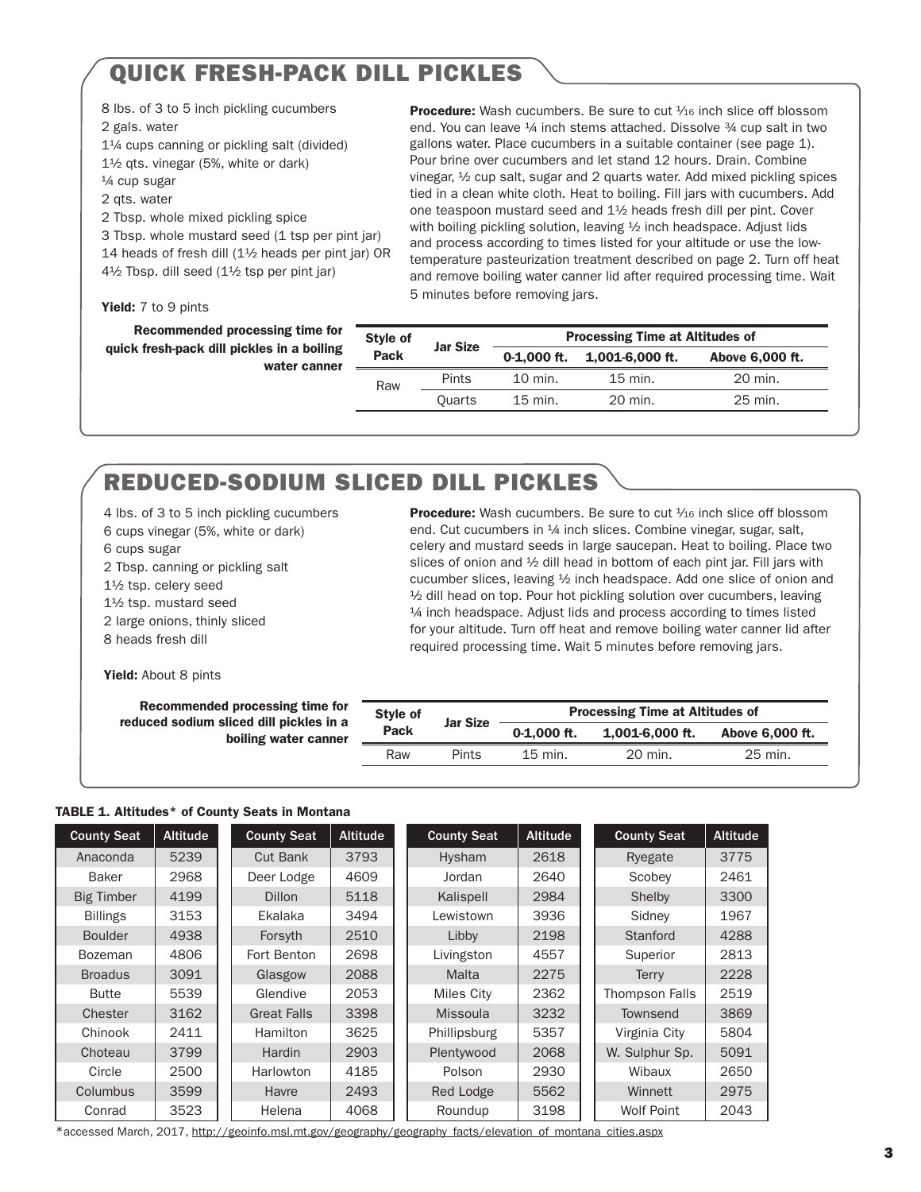## QUICK FRESH-PACK DILL PICKLES

8 lbs. of 3 to 5 inch pickling cucumbers
2 gals. water
1¼ cups canning or pickling salt (divided)
1½ qts. vinegar (5%, white or dark)
¼ cup sugar
2 qts. water
2 Tbsp. whole mixed pickling spice
3 Tbsp. whole mustard seed (1 tsp per pint jar)
14 heads of fresh dill (1½ heads per pint jar) OR
4½ Tbsp. dill seed (1½ tsp per pint jar)

**Yield:** 7 to 9 pints

**Procedure:** Wash cucumbers. Be sure to cut 1⁄16 inch slice off blossom end. You can leave ¼ inch stems attached. Dissolve ¾ cup salt in two gallons water. Place cucumbers in a suitable container (see page 1). Pour brine over cucumbers and let stand 12 hours. Drain. Combine vinegar, ½ cup salt, sugar and 2 quarts water. Add mixed pickling spices tied in a clean white cloth. Heat to boiling. Fill jars with cucumbers. Add one teaspoon mustard seed and 1½ heads fresh dill per pint. Cover with boiling pickling solution, leaving ½ inch headspace. Adjust lids and process according to times listed for your altitude or use the low-temperature pasteurization treatment described on page 2. Turn off heat and remove boiling water canner lid after required processing time. Wait 5 minutes before removing jars.

**Recommended processing time for quick fresh-pack dill pickles in a boiling water canner**

| Style of Pack | Jar Size | Processing Time at Altitudes of | | |
|---|---|---|---|---|
| | | 0-1,000 ft. | 1,001-6,000 ft. | Above 6,000 ft. |
| Raw | Pints | 10 min. | 15 min. | 20 min. |
| | Quarts | 15 min. | 20 min. | 25 min. |

## REDUCED-SODIUM SLICED DILL PICKLES

4 lbs. of 3 to 5 inch pickling cucumbers
6 cups vinegar (5%, white or dark)
6 cups sugar
2 Tbsp. canning or pickling salt
1½ tsp. celery seed
1½ tsp. mustard seed
2 large onions, thinly sliced
8 heads fresh dill

**Yield:** About 8 pints

**Procedure:** Wash cucumbers. Be sure to cut 1⁄16 inch slice off blossom end. Cut cucumbers in ¼ inch slices. Combine vinegar, sugar, salt, celery and mustard seeds in large saucepan. Heat to boiling. Place two slices of onion and ½ dill head in bottom of each pint jar. Fill jars with cucumber slices, leaving ½ inch headspace. Add one slice of onion and ½ dill head on top. Pour hot pickling solution over cucumbers, leaving ¼ inch headspace. Adjust lids and process according to times listed for your altitude. Turn off heat and remove boiling water canner lid after required processing time. Wait 5 minutes before removing jars.

**Recommended processing time for reduced sodium sliced dill pickles in a boiling water canner**

| Style of Pack | Jar Size | Processing Time at Altitudes of | | |
|---|---|---|---|---|
| | | 0-1,000 ft. | 1,001-6,000 ft. | Above 6,000 ft. |
| Raw | Pints | 15 min. | 20 min. | 25 min. |

**TABLE 1. Altitudes* of County Seats in Montana**

| County Seat | Altitude | County Seat | Altitude | County Seat | Altitude | County Seat | Altitude |
|---|---|---|---|---|---|---|---|
| Anaconda | 5239 | Cut Bank | 3793 | Hysham | 2618 | Ryegate | 3775 |
| Baker | 2968 | Deer Lodge | 4609 | Jordan | 2640 | Scobey | 2461 |
| Big Timber | 4199 | Dillon | 5118 | Kalispell | 2984 | Shelby | 3300 |
| Billings | 3153 | Ekalaka | 3494 | Lewistown | 3936 | Sidney | 1967 |
| Boulder | 4938 | Forsyth | 2510 | Libby | 2198 | Stanford | 4288 |
| Bozeman | 4806 | Fort Benton | 2698 | Livingston | 4557 | Superior | 2813 |
| Broadus | 3091 | Glasgow | 2088 | Malta | 2275 | Terry | 2228 |
| Butte | 5539 | Glendive | 2053 | Miles City | 2362 | Thompson Falls | 2519 |
| Chester | 3162 | Great Falls | 3398 | Missoula | 3232 | Townsend | 3869 |
| Chinook | 2411 | Hamilton | 3625 | Phillipsburg | 5357 | Virginia City | 5804 |
| Choteau | 3799 | Hardin | 2903 | Plentywood | 2068 | W. Sulphur Sp. | 5091 |
| Circle | 2500 | Harlowton | 4185 | Polson | 2930 | Wibaux | 2650 |
| Columbus | 3599 | Havre | 2493 | Red Lodge | 5562 | Winnett | 2975 |
| Conrad | 3523 | Helena | 4068 | Roundup | 3198 | Wolf Point | 2043 |

*accessed March, 2017, http://geoinfo.msl.mt.gov/geography/geography_facts/elevation_of_montana_cities.aspx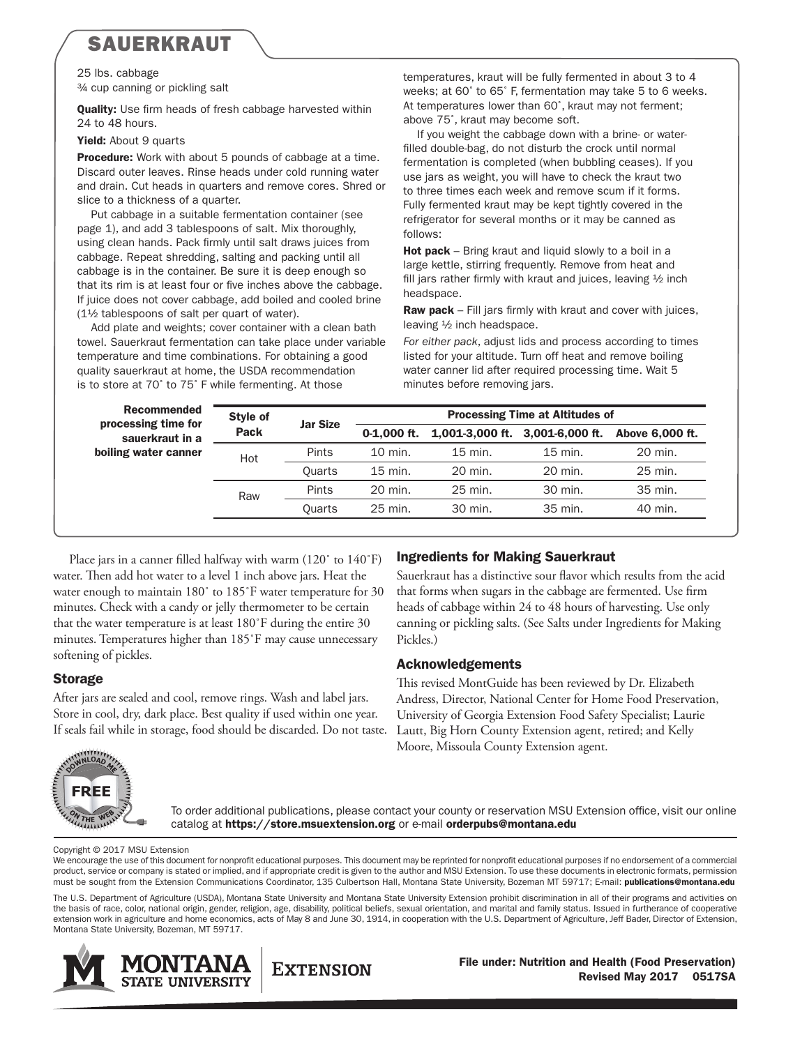## SAUERKRAUT

25 lbs. cabbage
¾ cup canning or pickling salt

**Quality:** Use firm heads of fresh cabbage harvested within 24 to 48 hours.

**Yield:** About 9 quarts

**Procedure:** Work with about 5 pounds of cabbage at a time. Discard outer leaves. Rinse heads under cold running water and drain. Cut heads in quarters and remove cores. Shred or slice to a thickness of a quarter.

Put cabbage in a suitable fermentation container (see page 1), and add 3 tablespoons of salt. Mix thoroughly, using clean hands. Pack firmly until salt draws juices from cabbage. Repeat shredding, salting and packing until all cabbage is in the container. Be sure it is deep enough so that its rim is at least four or five inches above the cabbage. If juice does not cover cabbage, add boiled and cooled brine (1½ tablespoons of salt per quart of water).

Add plate and weights; cover container with a clean bath towel. Sauerkraut fermentation can take place under variable temperature and time combinations. For obtaining a good quality sauerkraut at home, the USDA recommendation is to store at 70˚ to 75˚ F while fermenting. At those temperatures, kraut will be fully fermented in about 3 to 4 weeks; at 60˚ to 65˚ F, fermentation may take 5 to 6 weeks. At temperatures lower than 60˚, kraut may not ferment; above 75˚, kraut may become soft.

If you weight the cabbage down with a brine- or water-filled double-bag, do not disturb the crock until normal fermentation is completed (when bubbling ceases). If you use jars as weight, you will have to check the kraut two to three times each week and remove scum if it forms. Fully fermented kraut may be kept tightly covered in the refrigerator for several months or it may be canned as follows:

**Hot pack** – Bring kraut and liquid slowly to a boil in a large kettle, stirring frequently. Remove from heat and fill jars rather firmly with kraut and juices, leaving ½ inch headspace.

**Raw pack** – Fill jars firmly with kraut and cover with juices, leaving ½ inch headspace.

*For either pack*, adjust lids and process according to times listed for your altitude. Turn off heat and remove boiling water canner lid after required processing time. Wait 5 minutes before removing jars.

**Recommended processing time for sauerkraut in a boiling water canner**

| Style of Pack | Jar Size | Processing Time at Altitudes of | | | |
|---|---|---|---|---|---|
| | | 0-1,000 ft. | 1,001-3,000 ft. | 3,001-6,000 ft. | Above 6,000 ft. |
| Hot | Pints | 10 min. | 15 min. | 15 min. | 20 min. |
| | Quarts | 15 min. | 20 min. | 20 min. | 25 min. |
| Raw | Pints | 20 min. | 25 min. | 30 min. | 35 min. |
| | Quarts | 25 min. | 30 min. | 35 min. | 40 min. |

Place jars in a canner filled halfway with warm (120˚ to 140˚F) water. Then add hot water to a level 1 inch above jars. Heat the water enough to maintain 180˚ to 185˚F water temperature for 30 minutes. Check with a candy or jelly thermometer to be certain that the water temperature is at least 180˚F during the entire 30 minutes. Temperatures higher than 185˚F may cause unnecessary softening of pickles.

### Storage

After jars are sealed and cool, remove rings. Wash and label jars. Store in cool, dry, dark place. Best quality if used within one year. If seals fail while in storage, food should be discarded. Do not taste.

### Ingredients for Making Sauerkraut

Sauerkraut has a distinctive sour flavor which results from the acid that forms when sugars in the cabbage are fermented. Use firm heads of cabbage within 24 to 48 hours of harvesting. Use only canning or pickling salts. (See Salts under Ingredients for Making Pickles.)

### Acknowledgements

This revised MontGuide has been reviewed by Dr. Elizabeth Andress, Director, National Center for Home Food Preservation, University of Georgia Extension Food Safety Specialist; Laurie Lautt, Big Horn County Extension agent, retired; and Kelly Moore, Missoula County Extension agent.

FREE DOWNLOAD ME ON THE WEB

To order additional publications, please contact your county or reservation MSU Extension office, visit our online catalog at **https://store.msuextension.org** or e-mail **orderpubs@montana.edu**

Copyright © 2017 MSU Extension

We encourage the use of this document for nonprofit educational purposes. This document may be reprinted for nonprofit educational purposes if no endorsement of a commercial product, service or company is stated or implied, and if appropriate credit is given to the author and MSU Extension. To use these documents in electronic formats, permission must be sought from the Extension Communications Coordinator, 135 Culbertson Hall, Montana State University, Bozeman MT 59717; E-mail: **publications@montana.edu**

The U.S. Department of Agriculture (USDA), Montana State University and Montana State University Extension prohibit discrimination in all of their programs and activities on the basis of race, color, national origin, gender, religion, age, disability, political beliefs, sexual orientation, and marital and family status. Issued in furtherance of cooperative extension work in agriculture and home economics, acts of May 8 and June 30, 1914, in cooperation with the U.S. Department of Agriculture, Jeff Bader, Director of Extension, Montana State University, Bozeman, MT 59717.

MONTANA STATE UNIVERSITY | EXTENSION

**File under: Nutrition and Health (Food Preservation)**
**Revised May 2017 0517SA**